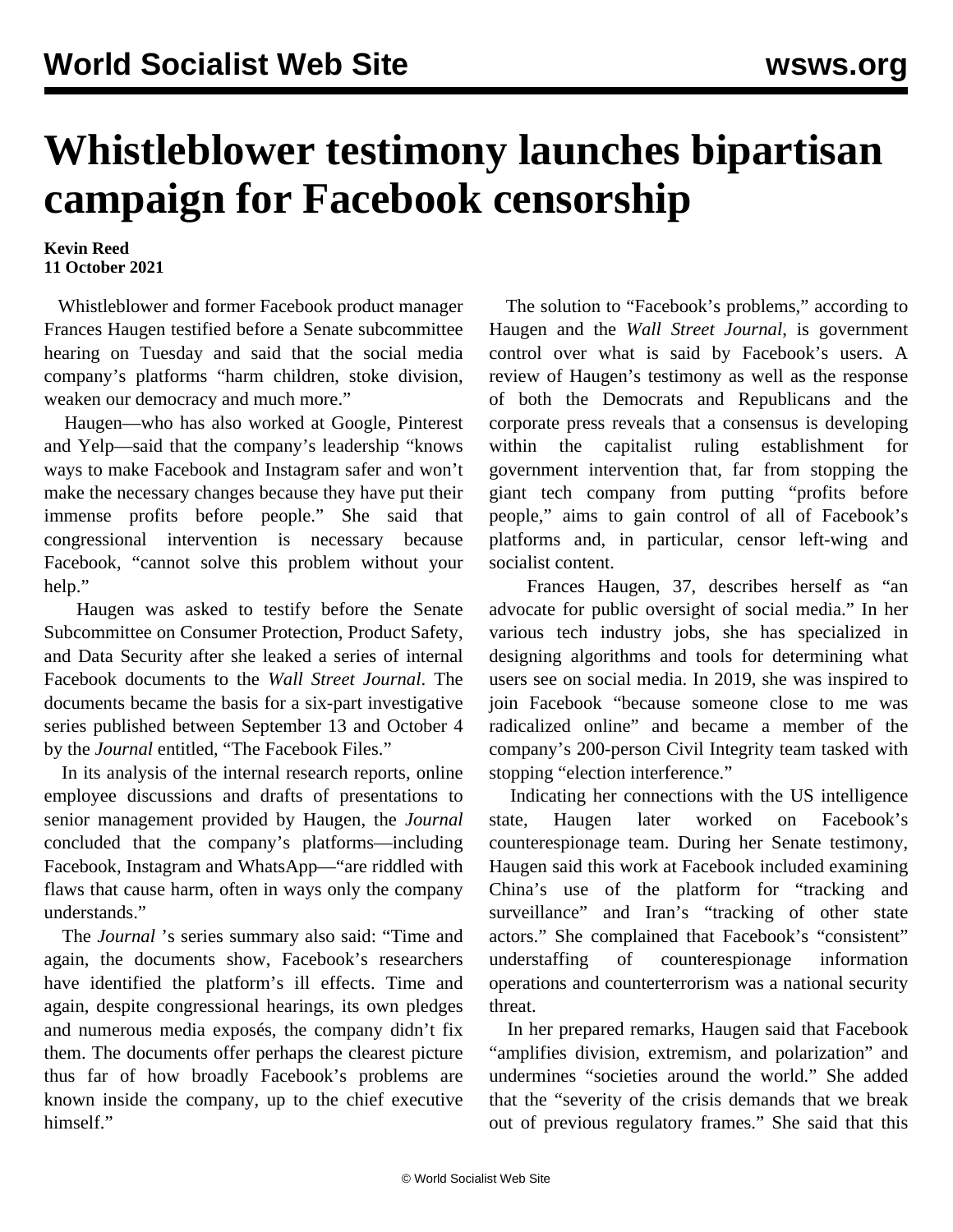# Whistleblower testimony launches bipartisan campaign for Facebook censorship

**Kevin Reed**
**11 October 2021**

Whistleblower and former Facebook product manager Frances Haugen testified before a Senate subcommittee hearing on Tuesday and said that the social media company's platforms "harm children, stoke division, weaken our democracy and much more."

Haugen—who has also worked at Google, Pinterest and Yelp—said that the company's leadership "knows ways to make Facebook and Instagram safer and won't make the necessary changes because they have put their immense profits before people." She said that congressional intervention is necessary because Facebook, "cannot solve this problem without your help."

Haugen was asked to testify before the Senate Subcommittee on Consumer Protection, Product Safety, and Data Security after she leaked a series of internal Facebook documents to the *Wall Street Journal*. The documents became the basis for a six-part investigative series published between September 13 and October 4 by the *Journal* entitled, "The Facebook Files."

In its analysis of the internal research reports, online employee discussions and drafts of presentations to senior management provided by Haugen, the *Journal* concluded that the company's platforms—including Facebook, Instagram and WhatsApp—"are riddled with flaws that cause harm, often in ways only the company understands."

The *Journal* 's series summary also said: "Time and again, the documents show, Facebook's researchers have identified the platform's ill effects. Time and again, despite congressional hearings, its own pledges and numerous media exposés, the company didn't fix them. The documents offer perhaps the clearest picture thus far of how broadly Facebook's problems are known inside the company, up to the chief executive himself."

The solution to "Facebook's problems," according to Haugen and the *Wall Street Journal*, is government control over what is said by Facebook's users. A review of Haugen's testimony as well as the response of both the Democrats and Republicans and the corporate press reveals that a consensus is developing within the capitalist ruling establishment for government intervention that, far from stopping the giant tech company from putting "profits before people," aims to gain control of all of Facebook's platforms and, in particular, censor left-wing and socialist content.

Frances Haugen, 37, describes herself as "an advocate for public oversight of social media." In her various tech industry jobs, she has specialized in designing algorithms and tools for determining what users see on social media. In 2019, she was inspired to join Facebook "because someone close to me was radicalized online" and became a member of the company's 200-person Civil Integrity team tasked with stopping "election interference."

Indicating her connections with the US intelligence state, Haugen later worked on Facebook's counterespionage team. During her Senate testimony, Haugen said this work at Facebook included examining China's use of the platform for "tracking and surveillance" and Iran's "tracking of other state actors." She complained that Facebook's "consistent" understaffing of counterespionage information operations and counterterrorism was a national security threat.

In her prepared remarks, Haugen said that Facebook "amplifies division, extremism, and polarization" and undermines "societies around the world." She added that the "severity of the crisis demands that we break out of previous regulatory frames." She said that this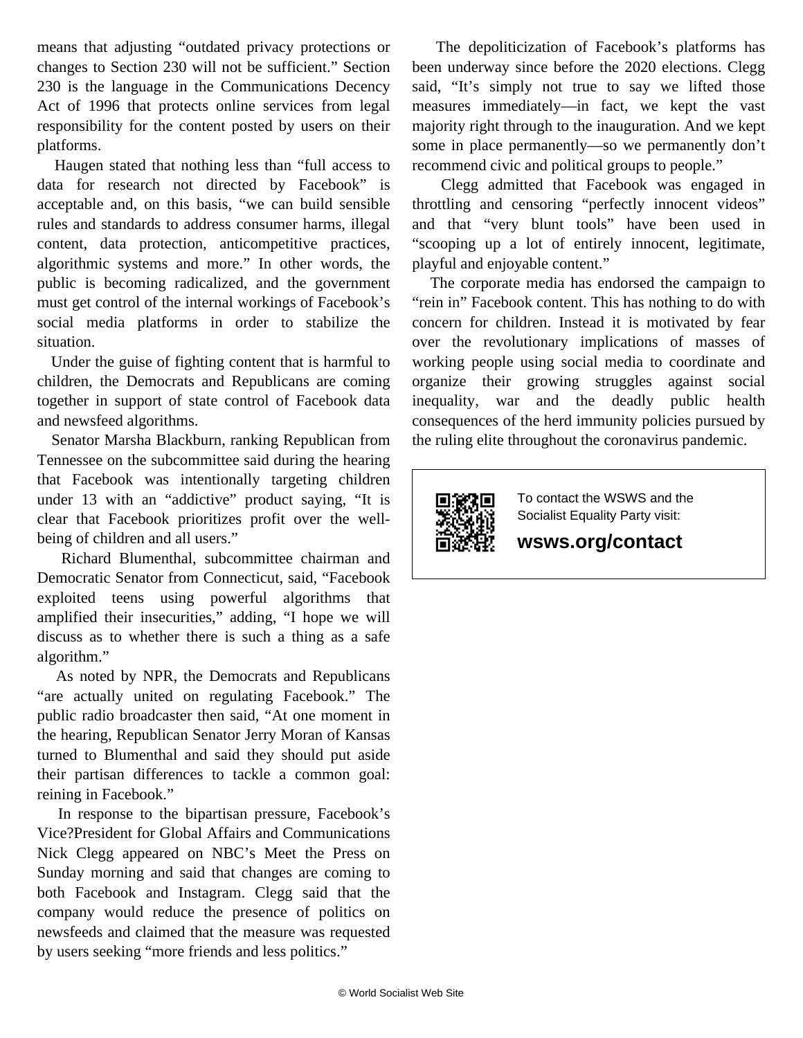means that adjusting "outdated privacy protections or changes to Section 230 will not be sufficient." Section 230 is the language in the Communications Decency Act of 1996 that protects online services from legal responsibility for the content posted by users on their platforms.

Haugen stated that nothing less than "full access to data for research not directed by Facebook" is acceptable and, on this basis, "we can build sensible rules and standards to address consumer harms, illegal content, data protection, anticompetitive practices, algorithmic systems and more." In other words, the public is becoming radicalized, and the government must get control of the internal workings of Facebook's social media platforms in order to stabilize the situation.

Under the guise of fighting content that is harmful to children, the Democrats and Republicans are coming together in support of state control of Facebook data and newsfeed algorithms.

Senator Marsha Blackburn, ranking Republican from Tennessee on the subcommittee said during the hearing that Facebook was intentionally targeting children under 13 with an "addictive" product saying, "It is clear that Facebook prioritizes profit over the well-being of children and all users."

Richard Blumenthal, subcommittee chairman and Democratic Senator from Connecticut, said, "Facebook exploited teens using powerful algorithms that amplified their insecurities," adding, "I hope we will discuss as to whether there is such a thing as a safe algorithm."

As noted by NPR, the Democrats and Republicans "are actually united on regulating Facebook." The public radio broadcaster then said, "At one moment in the hearing, Republican Senator Jerry Moran of Kansas turned to Blumenthal and said they should put aside their partisan differences to tackle a common goal: reining in Facebook."

In response to the bipartisan pressure, Facebook's Vice?President for Global Affairs and Communications Nick Clegg appeared on NBC's Meet the Press on Sunday morning and said that changes are coming to both Facebook and Instagram. Clegg said that the company would reduce the presence of politics on newsfeeds and claimed that the measure was requested by users seeking "more friends and less politics."

The depoliticization of Facebook's platforms has been underway since before the 2020 elections. Clegg said, "It's simply not true to say we lifted those measures immediately—in fact, we kept the vast majority right through to the inauguration. And we kept some in place permanently—so we permanently don't recommend civic and political groups to people."

Clegg admitted that Facebook was engaged in throttling and censoring "perfectly innocent videos" and that "very blunt tools" have been used in "scooping up a lot of entirely innocent, legitimate, playful and enjoyable content."

The corporate media has endorsed the campaign to "rein in" Facebook content. This has nothing to do with concern for children. Instead it is motivated by fear over the revolutionary implications of masses of working people using social media to coordinate and organize their growing struggles against social inequality, war and the deadly public health consequences of the herd immunity policies pursued by the ruling elite throughout the coronavirus pandemic.

To contact the WSWS and the Socialist Equality Party visit:

**wsws.org/contact**